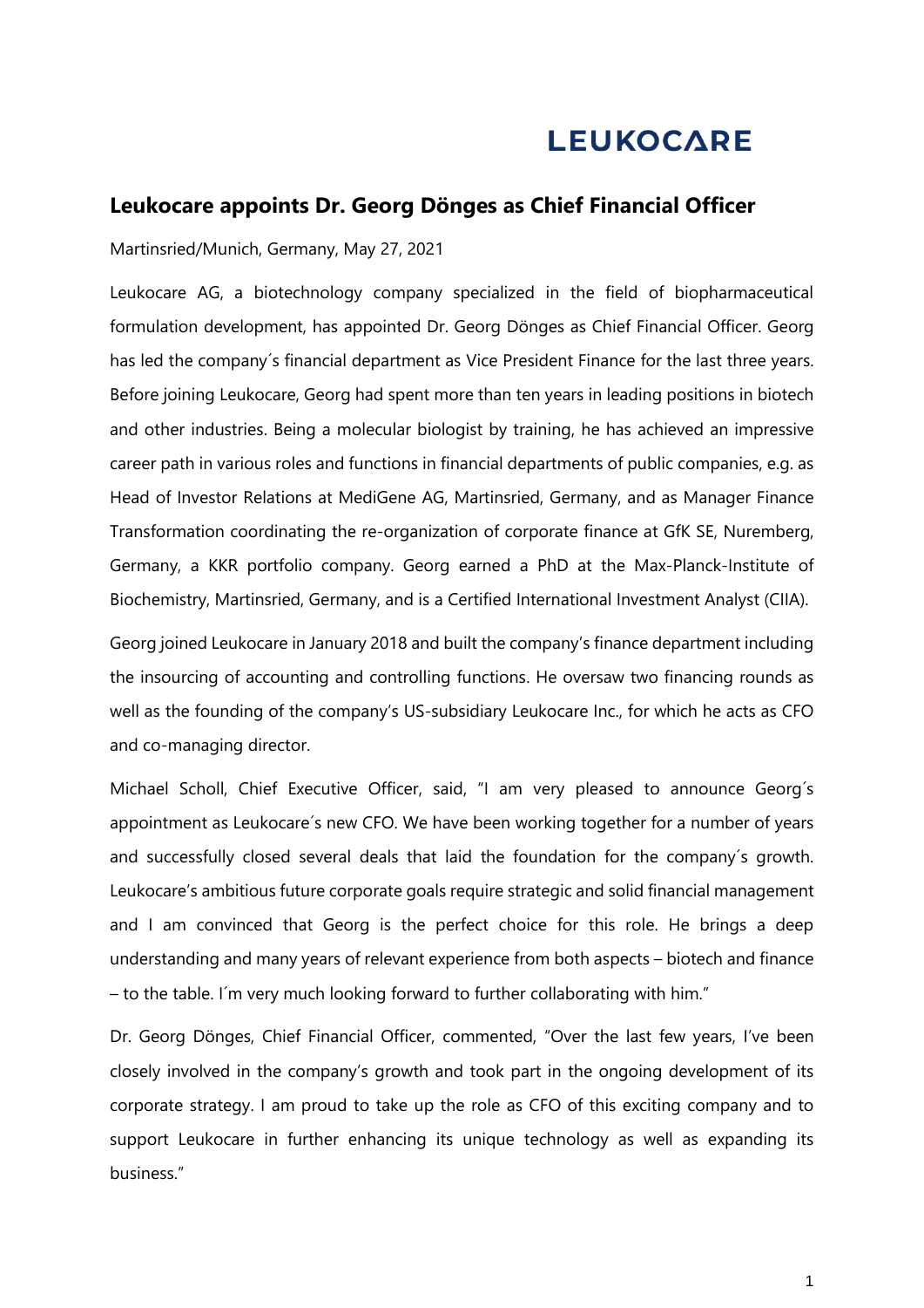LEUKOCARE

# Leukocare appoints Dr. Georg Dönges as Chief Financial Officer

Martinsried/Munich, Germany, May 27, 2021

Leukocare AG, a biotechnology company specialized in the field of biopharmaceutical formulation development, has appointed Dr. Georg Dönges as Chief Financial Officer. Georg has led the company´s financial department as Vice President Finance for the last three years. Before joining Leukocare, Georg had spent more than ten years in leading positions in biotech and other industries. Being a molecular biologist by training, he has achieved an impressive career path in various roles and functions in financial departments of public companies, e.g. as Head of Investor Relations at MediGene AG, Martinsried, Germany, and as Manager Finance Transformation coordinating the re-organization of corporate finance at GfK SE, Nuremberg, Germany, a KKR portfolio company. Georg earned a PhD at the Max-Planck-Institute of Biochemistry, Martinsried, Germany, and is a Certified International Investment Analyst (CIIA).

Georg joined Leukocare in January 2018 and built the company's finance department including the insourcing of accounting and controlling functions. He oversaw two financing rounds as well as the founding of the company's US-subsidiary Leukocare Inc., for which he acts as CFO and co-managing director.

Michael Scholl, Chief Executive Officer, said, "I am very pleased to announce Georg´s appointment as Leukocare´s new CFO. We have been working together for a number of years and successfully closed several deals that laid the foundation for the company´s growth. Leukocare's ambitious future corporate goals require strategic and solid financial management and I am convinced that Georg is the perfect choice for this role. He brings a deep understanding and many years of relevant experience from both aspects – biotech and finance – to the table. I´m very much looking forward to further collaborating with him."

Dr. Georg Dönges, Chief Financial Officer, commented, "Over the last few years, I've been closely involved in the company's growth and took part in the ongoing development of its corporate strategy. I am proud to take up the role as CFO of this exciting company and to support Leukocare in further enhancing its unique technology as well as expanding its business."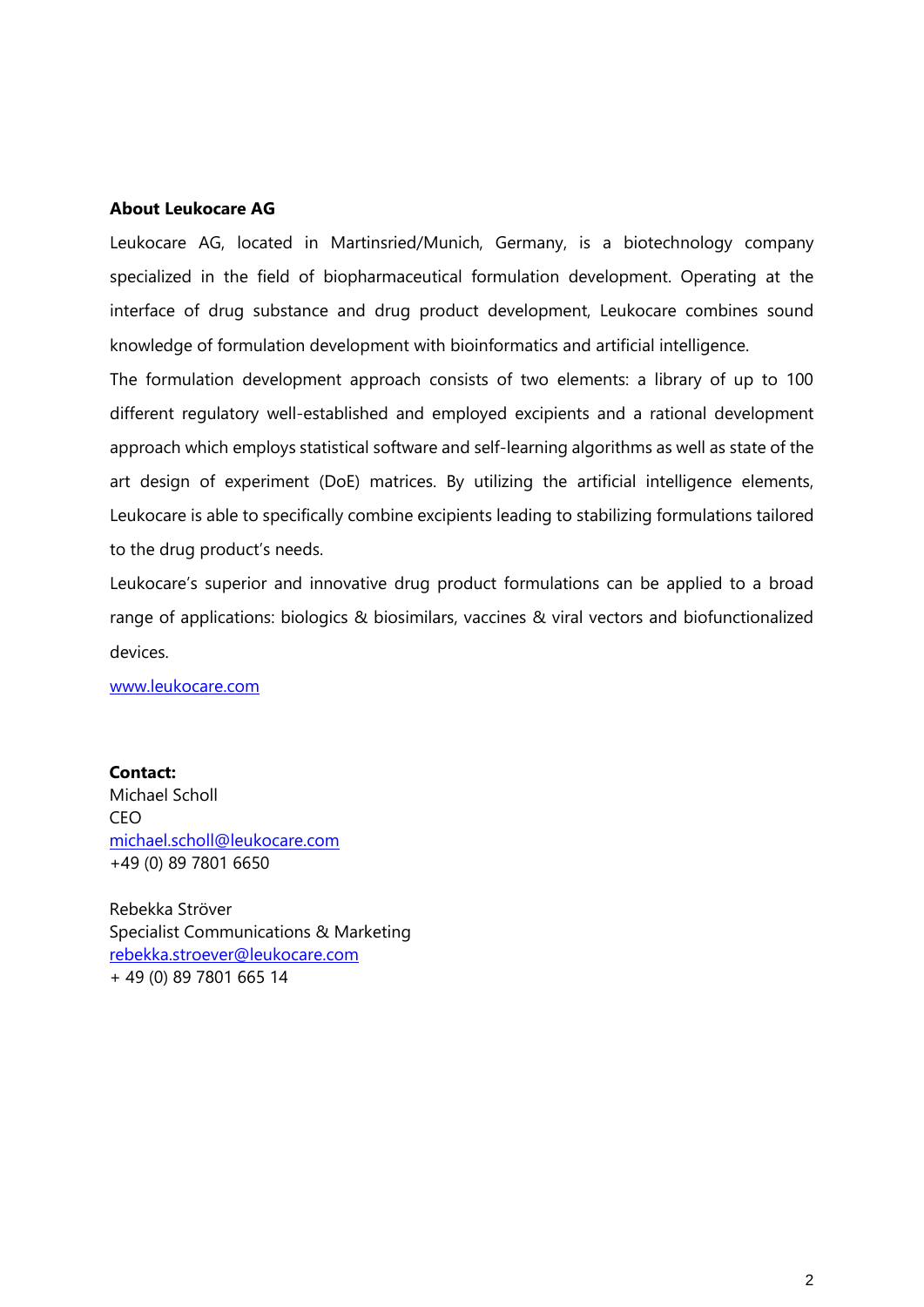**About Leukocare AG**

Leukocare AG, located in Martinsried/Munich, Germany, is a biotechnology company specialized in the field of biopharmaceutical formulation development. Operating at the interface of drug substance and drug product development, Leukocare combines sound knowledge of formulation development with bioinformatics and artificial intelligence.

The formulation development approach consists of two elements: a library of up to 100 different regulatory well-established and employed excipients and a rational development approach which employs statistical software and self-learning algorithms as well as state of the art design of experiment (DoE) matrices. By utilizing the artificial intelligence elements, Leukocare is able to specifically combine excipients leading to stabilizing formulations tailored to the drug product's needs.

Leukocare's superior and innovative drug product formulations can be applied to a broad range of applications: biologics & biosimilars, vaccines & viral vectors and biofunctionalized devices.

[www.leukocare.com](http://www.leukocare.com)

**Contact:**
Michael Scholl
CEO
michael.scholl@leukocare.com
+49 (0) 89 7801 6650

Rebekka Ströver
Specialist Communications & Marketing
rebekka.stroever@leukocare.com
+ 49 (0) 89 7801 665 14